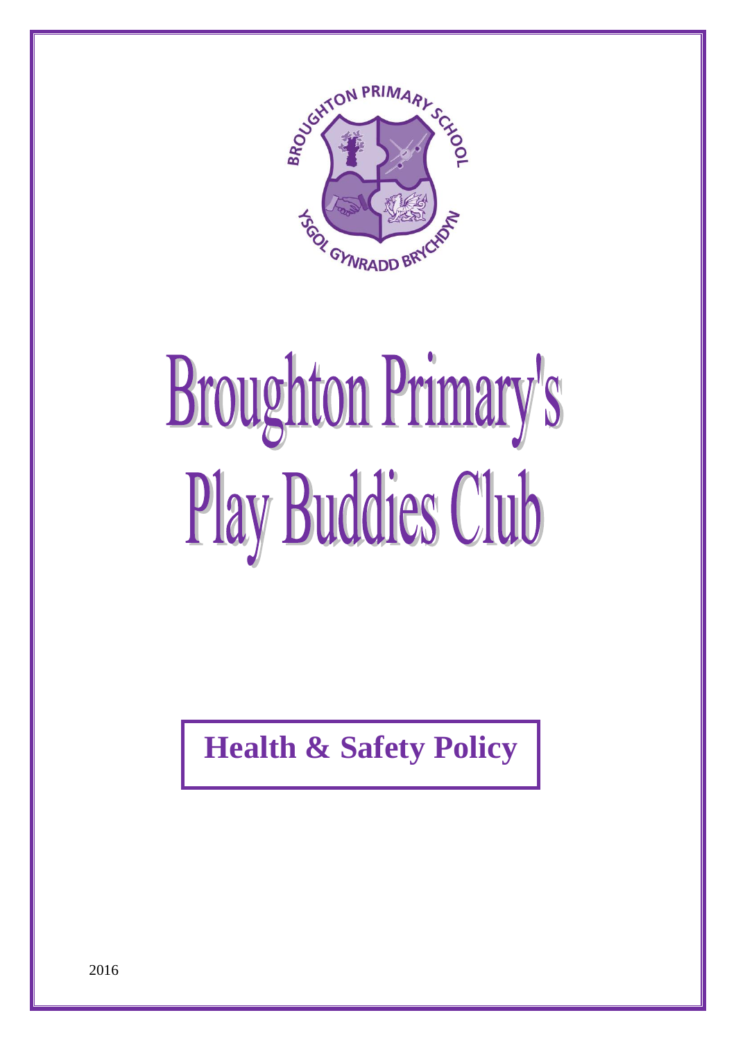# Broughton Primary's Play Buddies Club

## Health & Safety Policy

2016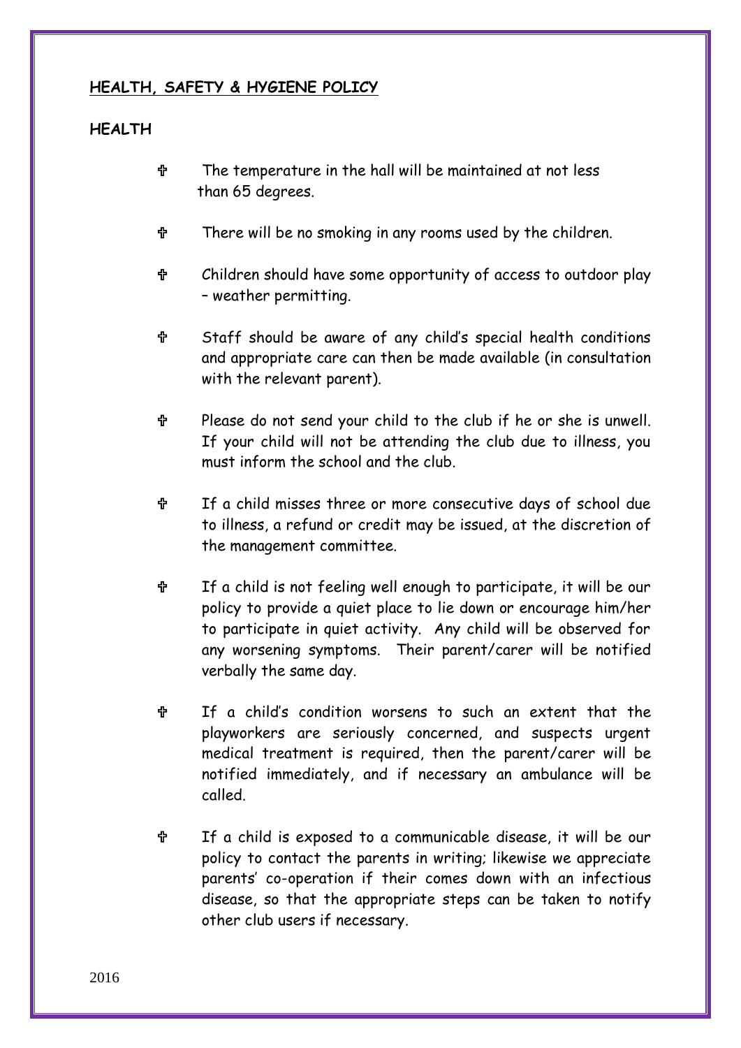## HEALTH, SAFETY & HYGIENE POLICY

### HEALTH

- The temperature in the hall will be maintained at not less than 65 degrees.
- There will be no smoking in any rooms used by the children.
- Children should have some opportunity of access to outdoor play – weather permitting.
- Staff should be aware of any child's special health conditions and appropriate care can then be made available (in consultation with the relevant parent).
- Please do not send your child to the club if he or she is unwell. If your child will not be attending the club due to illness, you must inform the school and the club.
- If a child misses three or more consecutive days of school due to illness, a refund or credit may be issued, at the discretion of the management committee.
- If a child is not feeling well enough to participate, it will be our policy to provide a quiet place to lie down or encourage him/her to participate in quiet activity. Any child will be observed for any worsening symptoms. Their parent/carer will be notified verbally the same day.
- If a child's condition worsens to such an extent that the playworkers are seriously concerned, and suspects urgent medical treatment is required, then the parent/carer will be notified immediately, and if necessary an ambulance will be called.
- If a child is exposed to a communicable disease, it will be our policy to contact the parents in writing; likewise we appreciate parents' co-operation if their comes down with an infectious disease, so that the appropriate steps can be taken to notify other club users if necessary.

2016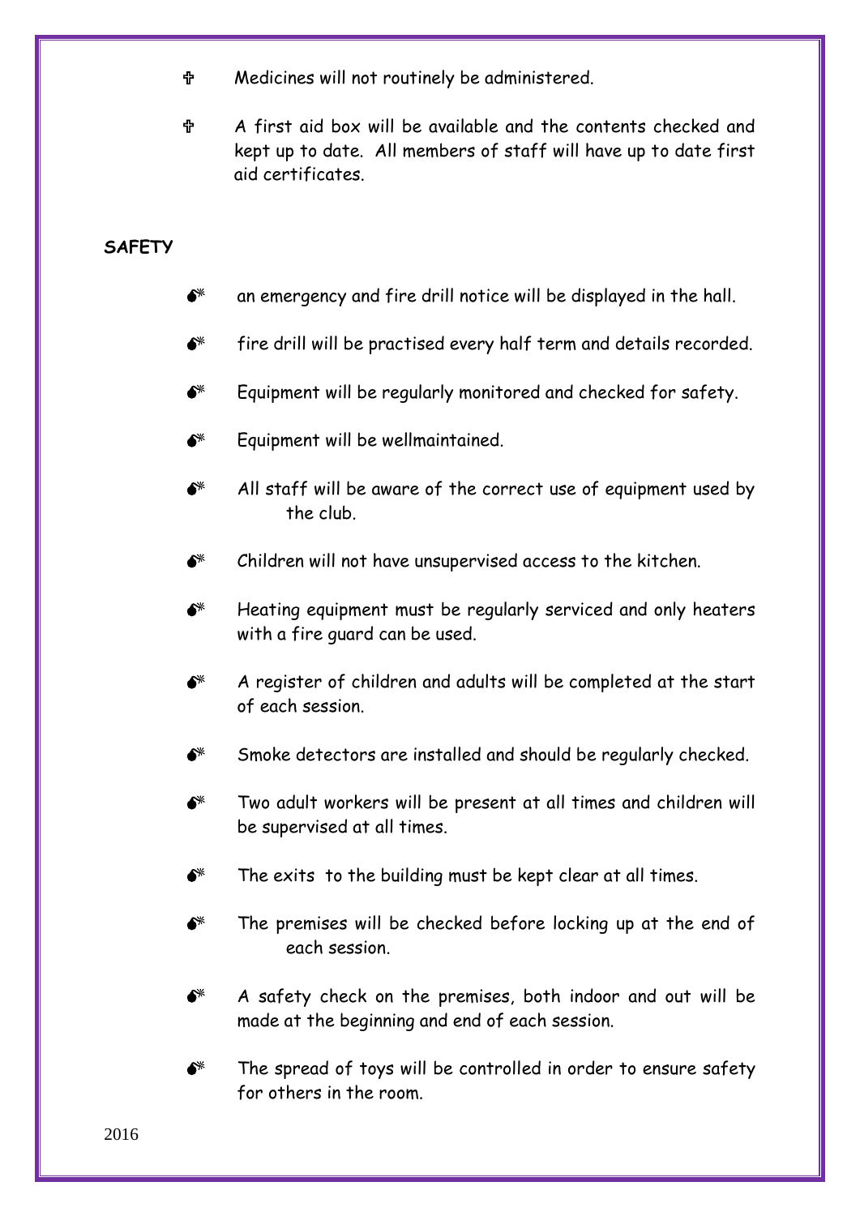- Medicines will not routinely be administered.
- A first aid box will be available and the contents checked and kept up to date. All members of staff will have up to date first aid certificates.

**SAFETY**

- an emergency and fire drill notice will be displayed in the hall.
- fire drill will be practised every half term and details recorded.
- Equipment will be regularly monitored and checked for safety.
- Equipment will be wellmaintained.
- All staff will be aware of the correct use of equipment used by the club.
- Children will not have unsupervised access to the kitchen.
- Heating equipment must be regularly serviced and only heaters with a fire guard can be used.
- A register of children and adults will be completed at the start of each session.
- Smoke detectors are installed and should be regularly checked.
- Two adult workers will be present at all times and children will be supervised at all times.
- The exits to the building must be kept clear at all times.
- The premises will be checked before locking up at the end of each session.
- A safety check on the premises, both indoor and out will be made at the beginning and end of each session.
- The spread of toys will be controlled in order to ensure safety for others in the room.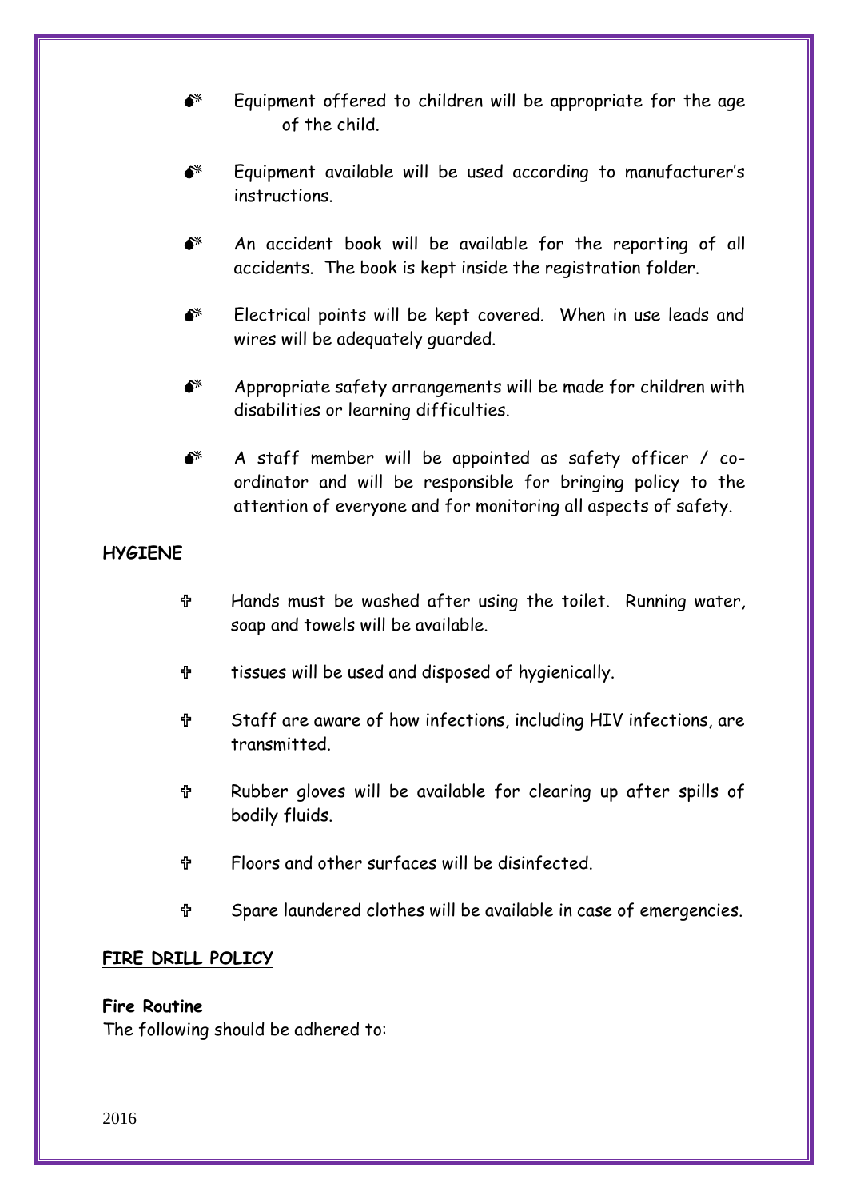- Equipment offered to children will be appropriate for the age of the child.
- Equipment available will be used according to manufacturer's instructions.
- An accident book will be available for the reporting of all accidents. The book is kept inside the registration folder.
- Electrical points will be kept covered. When in use leads and wires will be adequately guarded.
- Appropriate safety arrangements will be made for children with disabilities or learning difficulties.
- A staff member will be appointed as safety officer / co-ordinator and will be responsible for bringing policy to the attention of everyone and for monitoring all aspects of safety.

**HYGIENE**

- Hands must be washed after using the toilet. Running water, soap and towels will be available.
- tissues will be used and disposed of hygienically.
- Staff are aware of how infections, including HIV infections, are transmitted.
- Rubber gloves will be available for clearing up after spills of bodily fluids.
- Floors and other surfaces will be disinfected.
- Spare laundered clothes will be available in case of emergencies.

**FIRE DRILL POLICY**

**Fire Routine**

The following should be adhered to: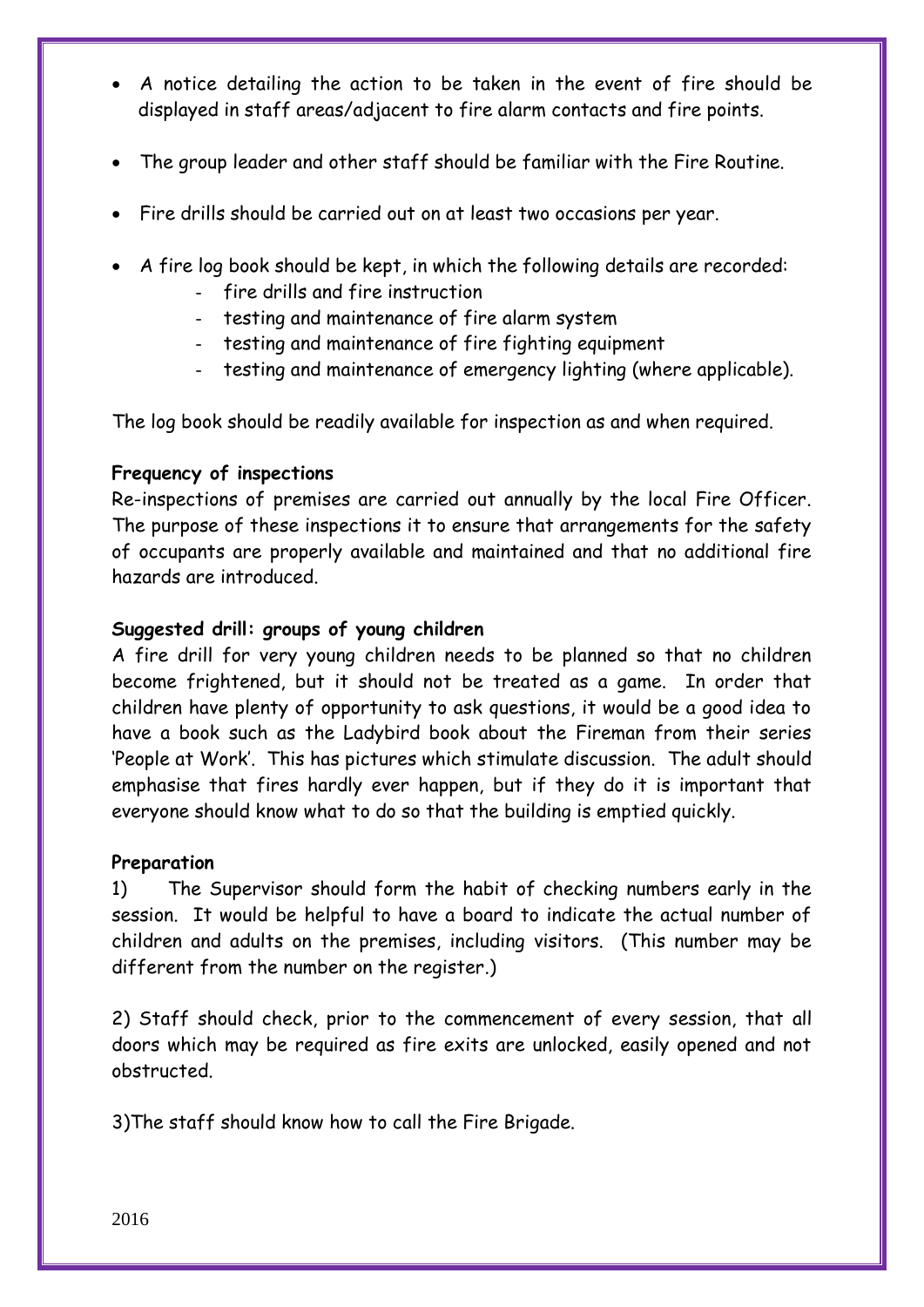- A notice detailing the action to be taken in the event of fire should be displayed in staff areas/adjacent to fire alarm contacts and fire points.
- The group leader and other staff should be familiar with the Fire Routine.
- Fire drills should be carried out on at least two occasions per year.
- A fire log book should be kept, in which the following details are recorded:
    - fire drills and fire instruction
    - testing and maintenance of fire alarm system
    - testing and maintenance of fire fighting equipment
    - testing and maintenance of emergency lighting (where applicable).

The log book should be readily available for inspection as and when required.

**Frequency of inspections**

Re-inspections of premises are carried out annually by the local Fire Officer. The purpose of these inspections it to ensure that arrangements for the safety of occupants are properly available and maintained and that no additional fire hazards are introduced.

**Suggested drill: groups of young children**

A fire drill for very young children needs to be planned so that no children become frightened, but it should not be treated as a game. In order that children have plenty of opportunity to ask questions, it would be a good idea to have a book such as the Ladybird book about the Fireman from their series 'People at Work'. This has pictures which stimulate discussion. The adult should emphasise that fires hardly ever happen, but if they do it is important that everyone should know what to do so that the building is emptied quickly.

**Preparation**

1) The Supervisor should form the habit of checking numbers early in the session. It would be helpful to have a board to indicate the actual number of children and adults on the premises, including visitors. (This number may be different from the number on the register.)

2) Staff should check, prior to the commencement of every session, that all doors which may be required as fire exits are unlocked, easily opened and not obstructed.

3) The staff should know how to call the Fire Brigade.

2016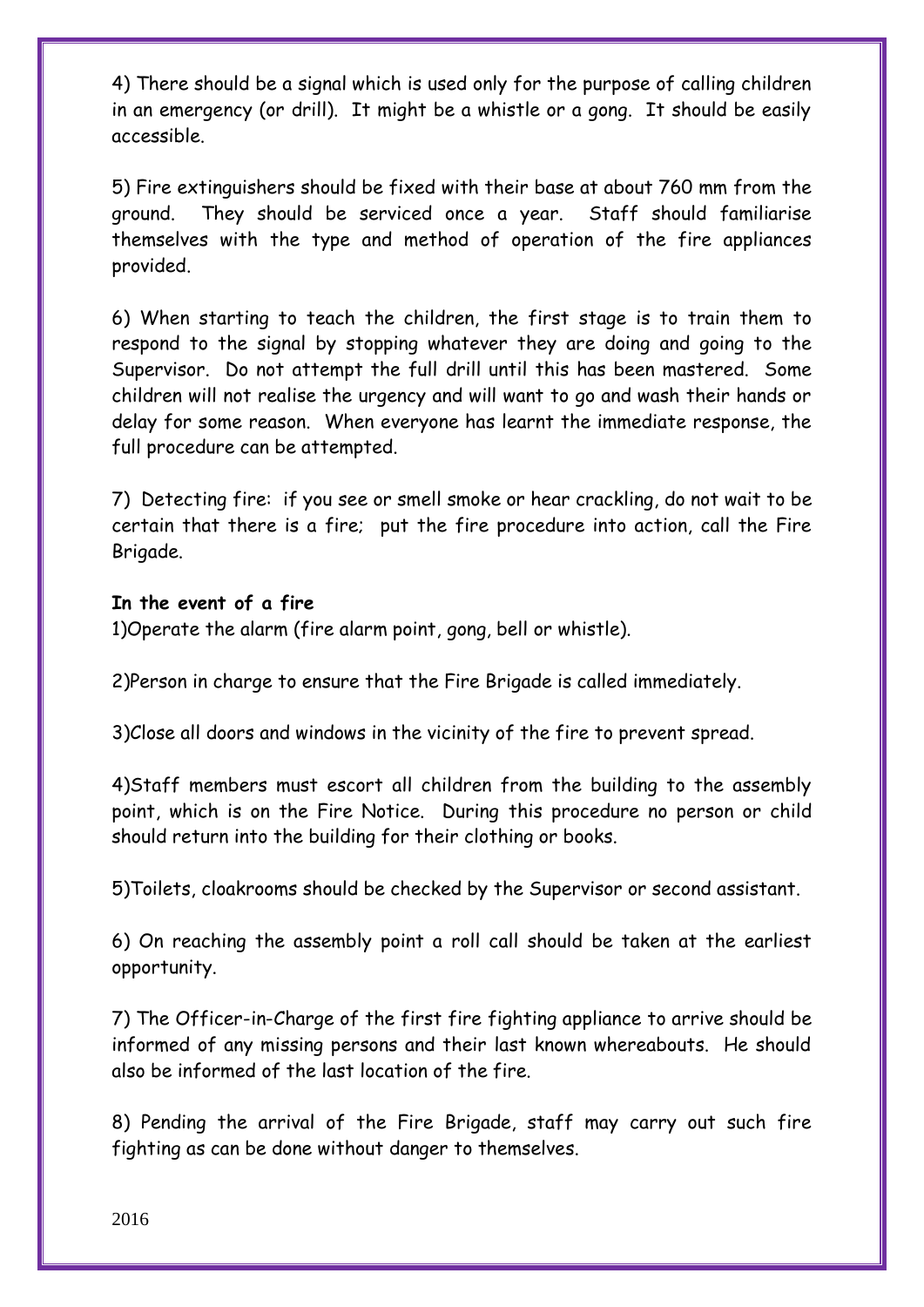4) There should be a signal which is used only for the purpose of calling children in an emergency (or drill). It might be a whistle or a gong. It should be easily accessible.

5) Fire extinguishers should be fixed with their base at about 760 mm from the ground. They should be serviced once a year. Staff should familiarise themselves with the type and method of operation of the fire appliances provided.

6) When starting to teach the children, the first stage is to train them to respond to the signal by stopping whatever they are doing and going to the Supervisor. Do not attempt the full drill until this has been mastered. Some children will not realise the urgency and will want to go and wash their hands or delay for some reason. When everyone has learnt the immediate response, the full procedure can be attempted.

7) Detecting fire: if you see or smell smoke or hear crackling, do not wait to be certain that there is a fire; put the fire procedure into action, call the Fire Brigade.

**In the event of a fire**

1)Operate the alarm (fire alarm point, gong, bell or whistle).

2)Person in charge to ensure that the Fire Brigade is called immediately.

3)Close all doors and windows in the vicinity of the fire to prevent spread.

4)Staff members must escort all children from the building to the assembly point, which is on the Fire Notice. During this procedure no person or child should return into the building for their clothing or books.

5)Toilets, cloakrooms should be checked by the Supervisor or second assistant.

6) On reaching the assembly point a roll call should be taken at the earliest opportunity.

7) The Officer-in-Charge of the first fire fighting appliance to arrive should be informed of any missing persons and their last known whereabouts. He should also be informed of the last location of the fire.

8) Pending the arrival of the Fire Brigade, staff may carry out such fire fighting as can be done without danger to themselves.

2016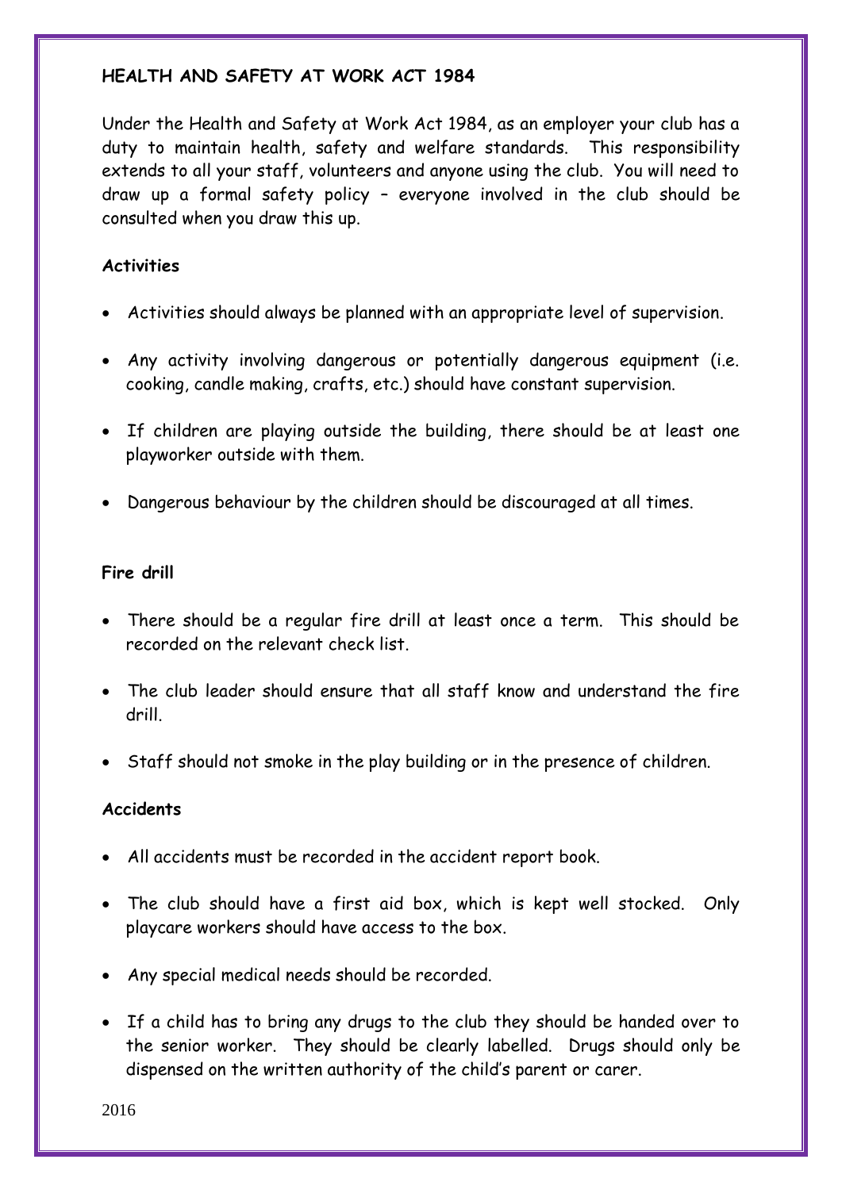## HEALTH AND SAFETY AT WORK ACT 1984

Under the Health and Safety at Work Act 1984, as an employer your club has a duty to maintain health, safety and welfare standards. This responsibility extends to all your staff, volunteers and anyone using the club. You will need to draw up a formal safety policy – everyone involved in the club should be consulted when you draw this up.

### Activities

- Activities should always be planned with an appropriate level of supervision.
- Any activity involving dangerous or potentially dangerous equipment (i.e. cooking, candle making, crafts, etc.) should have constant supervision.
- If children are playing outside the building, there should be at least one playworker outside with them.
- Dangerous behaviour by the children should be discouraged at all times.

### Fire drill

- There should be a regular fire drill at least once a term. This should be recorded on the relevant check list.
- The club leader should ensure that all staff know and understand the fire drill.
- Staff should not smoke in the play building or in the presence of children.

### Accidents

- All accidents must be recorded in the accident report book.
- The club should have a first aid box, which is kept well stocked. Only playcare workers should have access to the box.
- Any special medical needs should be recorded.
- If a child has to bring any drugs to the club they should be handed over to the senior worker. They should be clearly labelled. Drugs should only be dispensed on the written authority of the child's parent or carer.

2016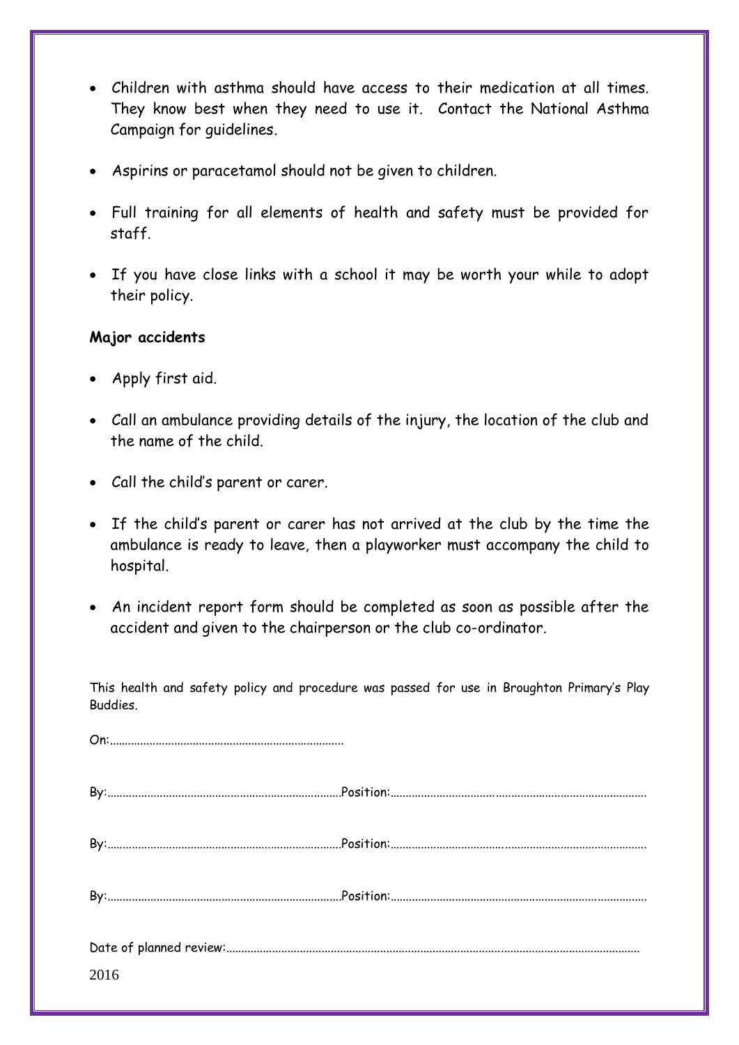- Children with asthma should have access to their medication at all times. They know best when they need to use it. Contact the National Asthma Campaign for guidelines.

- Aspirins or paracetamol should not be given to children.

- Full training for all elements of health and safety must be provided for staff.

- If you have close links with a school it may be worth your while to adopt their policy.

**Major accidents**

- Apply first aid.

- Call an ambulance providing details of the injury, the location of the club and the name of the child.

- Call the child's parent or carer.

- If the child's parent or carer has not arrived at the club by the time the ambulance is ready to leave, then a playworker must accompany the child to hospital.

- An incident report form should be completed as soon as possible after the accident and given to the chairperson or the club co-ordinator.

This health and safety policy and procedure was passed for use in Broughton Primary's Play Buddies.

On:………………………………………………………………

By:………………………………………………………………Position:………………………………………………………………………

By:………………………………………………………………Position:………………………………………………………………………

By:………………………………………………………………Position:………………………………………………………………………

Date of planned review:………………………………………………………………………………………………………………

2016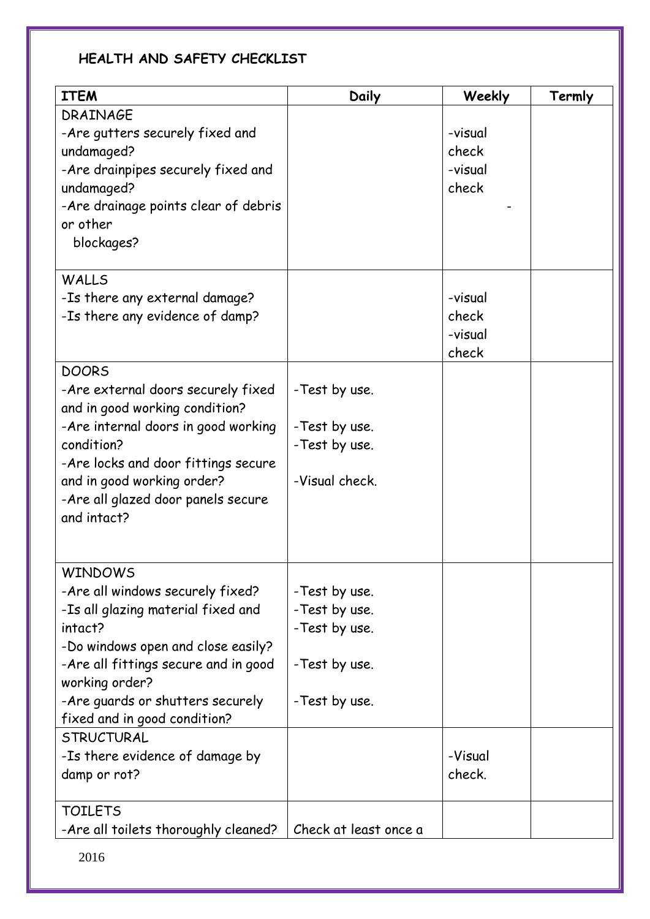**HEALTH AND SAFETY CHECKLIST**

| ITEM | Daily | Weekly | Termly |
|---|---|---|---|
| DRAINAGE<br>-Are gutters securely fixed and undamaged?<br>-Are drainpipes securely fixed and undamaged?<br>-Are drainage points clear of debris or other blockages? | | -visual check<br>-visual check<br>- | |
| WALLS<br>-Is there any external damage?<br>-Is there any evidence of damp? | | -visual check<br>-visual check | |
| DOORS<br>-Are external doors securely fixed and in good working condition?<br>-Are internal doors in good working condition?<br>-Are locks and door fittings secure and in good working order?<br>-Are all glazed door panels secure and intact? | -Test by use.<br>-Test by use.<br>-Test by use.<br>-Visual check. | | |
| WINDOWS<br>-Are all windows securely fixed?<br>-Is all glazing material fixed and intact?<br>-Do windows open and close easily?<br>-Are all fittings secure and in good working order?<br>-Are guards or shutters securely fixed and in good condition? | -Test by use.<br>-Test by use.<br>-Test by use.<br>-Test by use.<br>-Test by use. | | |
| STRUCTURAL<br>-Is there evidence of damage by damp or rot? | | -Visual check. | |
| TOILETS<br>-Are all toilets thoroughly cleaned? | Check at least once a | | |

2016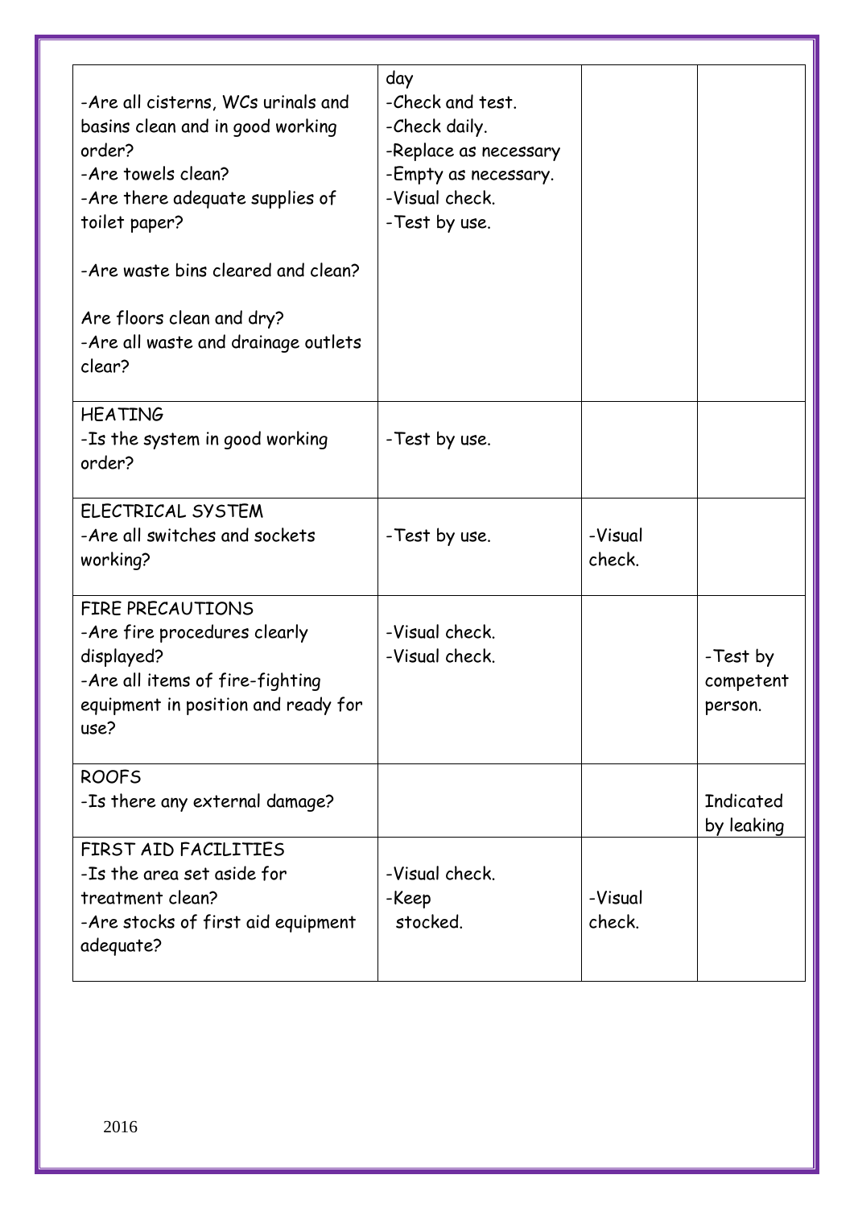| | | | |
|---|---|---|---|
| -Are all cisterns, WCs urinals and basins clean and in good working order?<br>-Are towels clean?<br>-Are there adequate supplies of toilet paper?<br><br>-Are waste bins cleared and clean?<br><br>Are floors clean and dry?<br>-Are all waste and drainage outlets clear? | day<br>-Check and test.<br>-Check daily.<br>-Replace as necessary<br>-Empty as necessary.<br>-Visual check.<br>-Test by use. | | |
| HEATING<br>-Is the system in good working order? | -Test by use. | | |
| ELECTRICAL SYSTEM<br>-Are all switches and sockets working? | -Test by use. | -Visual check. | |
| FIRE PRECAUTIONS<br>-Are fire procedures clearly displayed?<br>-Are all items of fire-fighting equipment in position and ready for use? | -Visual check.<br>-Visual check. | | -Test by competent person. |
| ROOFS<br>-Is there any external damage? | | | Indicated by leaking |
| FIRST AID FACILITIES<br>-Is the area set aside for treatment clean?<br>-Are stocks of first aid equipment adequate? | -Visual check.<br>-Keep stocked. | -Visual check. | |

2016